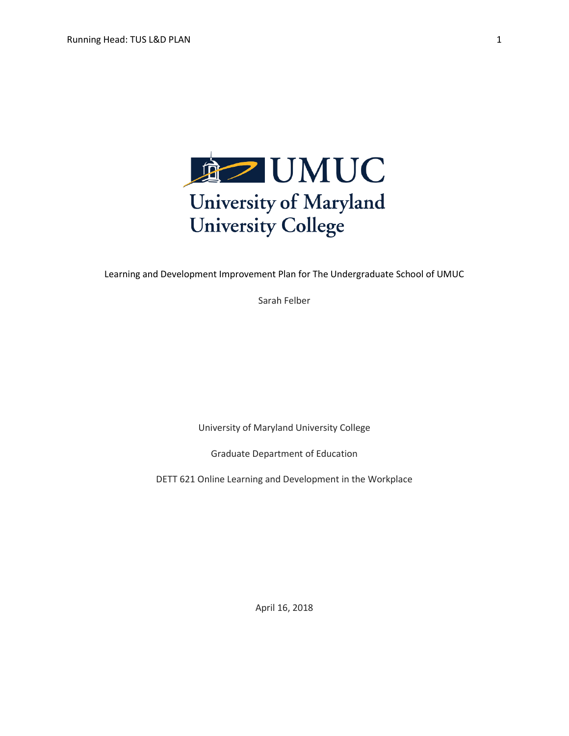UMUC
University of Maryland
University College

Learning and Development Improvement Plan for The Undergraduate School of UMUC

Sarah Felber

University of Maryland University College

Graduate Department of Education

DETT 621 Online Learning and Development in the Workplace

April 16, 2018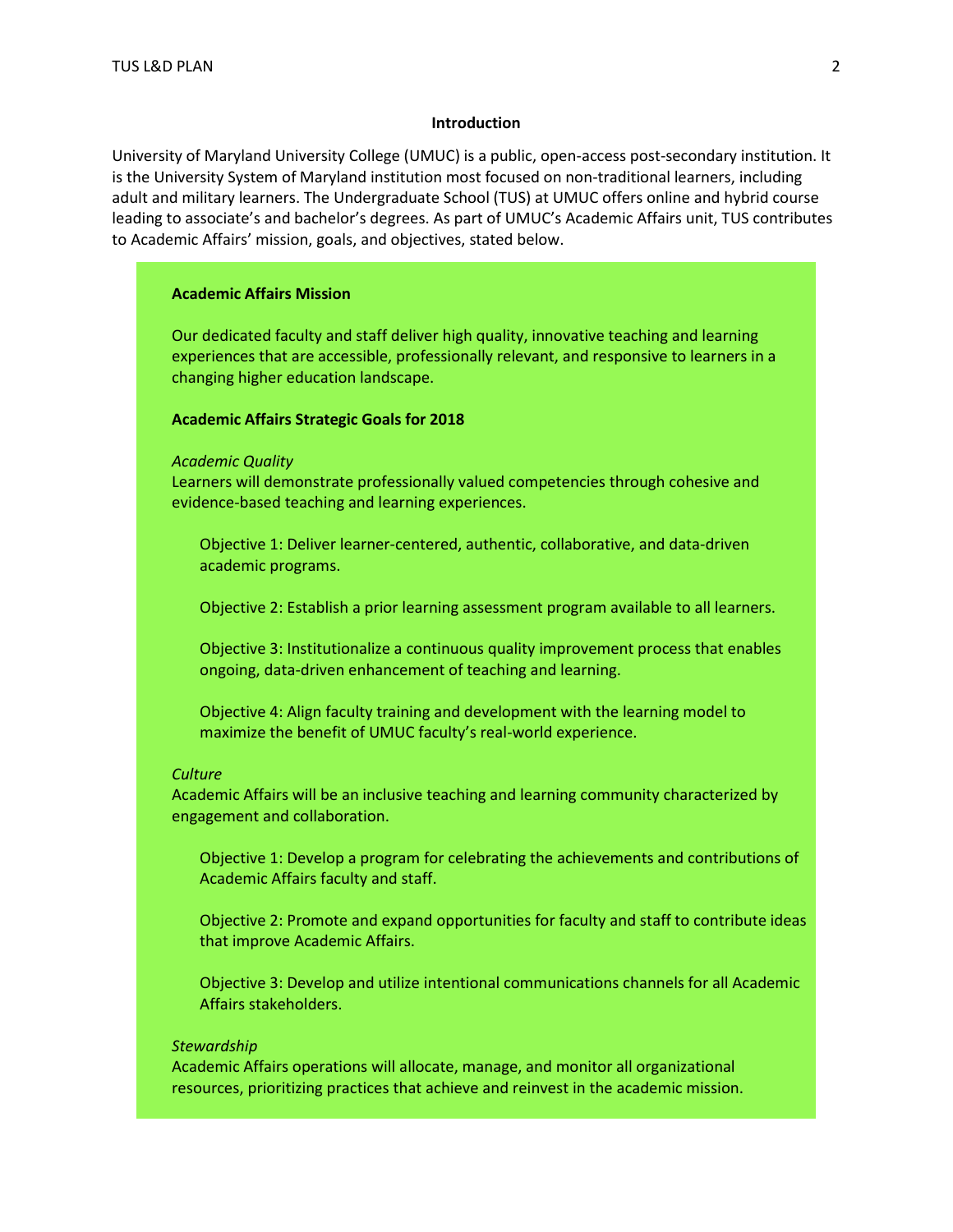## Introduction

University of Maryland University College (UMUC) is a public, open-access post-secondary institution. It is the University System of Maryland institution most focused on non-traditional learners, including adult and military learners. The Undergraduate School (TUS) at UMUC offers online and hybrid course leading to associate's and bachelor's degrees. As part of UMUC's Academic Affairs unit, TUS contributes to Academic Affairs' mission, goals, and objectives, stated below.

**Academic Affairs Mission**

Our dedicated faculty and staff deliver high quality, innovative teaching and learning experiences that are accessible, professionally relevant, and responsive to learners in a changing higher education landscape.

**Academic Affairs Strategic Goals for 2018**

*Academic Quality*
Learners will demonstrate professionally valued competencies through cohesive and evidence-based teaching and learning experiences.

Objective 1: Deliver learner-centered, authentic, collaborative, and data-driven academic programs.

Objective 2: Establish a prior learning assessment program available to all learners.

Objective 3: Institutionalize a continuous quality improvement process that enables ongoing, data-driven enhancement of teaching and learning.

Objective 4: Align faculty training and development with the learning model to maximize the benefit of UMUC faculty's real-world experience.

*Culture*
Academic Affairs will be an inclusive teaching and learning community characterized by engagement and collaboration.

Objective 1: Develop a program for celebrating the achievements and contributions of Academic Affairs faculty and staff.

Objective 2: Promote and expand opportunities for faculty and staff to contribute ideas that improve Academic Affairs.

Objective 3: Develop and utilize intentional communications channels for all Academic Affairs stakeholders.

*Stewardship*
Academic Affairs operations will allocate, manage, and monitor all organizational resources, prioritizing practices that achieve and reinvest in the academic mission.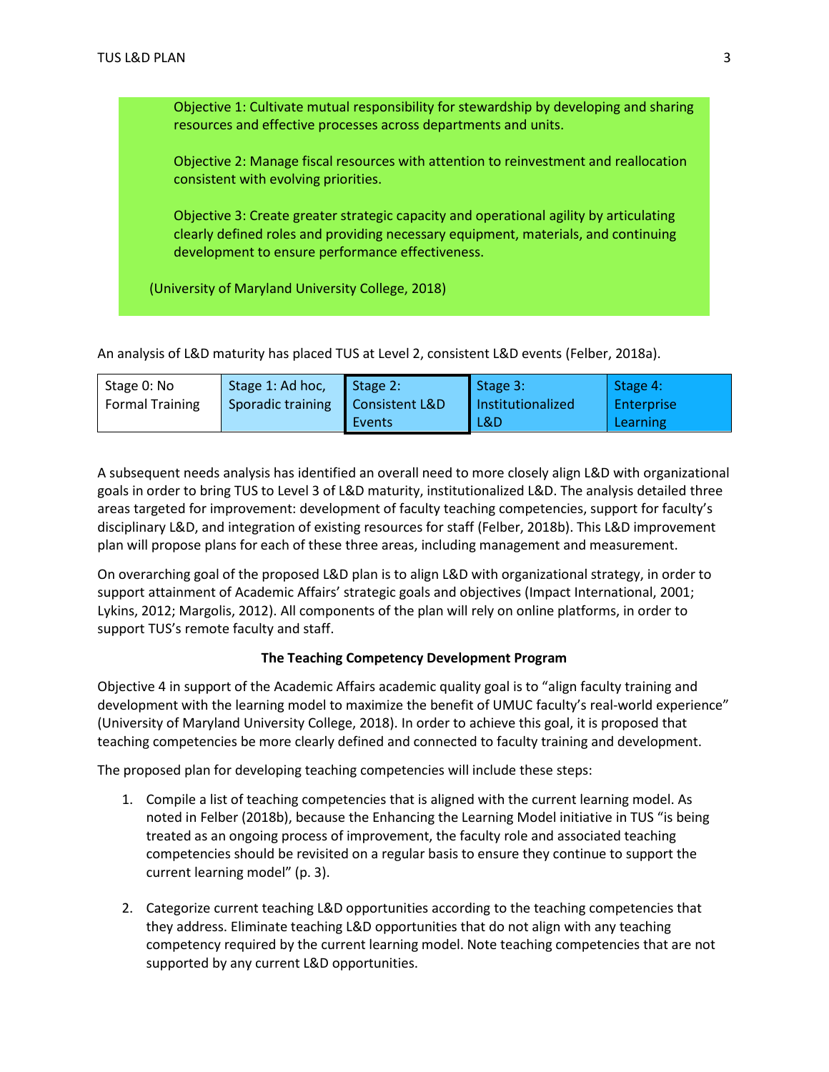> Objective 1: Cultivate mutual responsibility for stewardship by developing and sharing resources and effective processes across departments and units.
>
> Objective 2: Manage fiscal resources with attention to reinvestment and reallocation consistent with evolving priorities.
>
> Objective 3: Create greater strategic capacity and operational agility by articulating clearly defined roles and providing necessary equipment, materials, and continuing development to ensure performance effectiveness.
>
> (University of Maryland University College, 2018)

An analysis of L&D maturity has placed TUS at Level 2, consistent L&D events (Felber, 2018a).

| Stage 0: No Formal Training | Stage 1: Ad hoc, Sporadic training | Stage 2: Consistent L&D Events | Stage 3: Institutionalized L&D | Stage 4: Enterprise Learning |
|---|---|---|---|---|

A subsequent needs analysis has identified an overall need to more closely align L&D with organizational goals in order to bring TUS to Level 3 of L&D maturity, institutionalized L&D. The analysis detailed three areas targeted for improvement: development of faculty teaching competencies, support for faculty's disciplinary L&D, and integration of existing resources for staff (Felber, 2018b). This L&D improvement plan will propose plans for each of these three areas, including management and measurement.

On overarching goal of the proposed L&D plan is to align L&D with organizational strategy, in order to support attainment of Academic Affairs' strategic goals and objectives (Impact International, 2001; Lykins, 2012; Margolis, 2012). All components of the plan will rely on online platforms, in order to support TUS's remote faculty and staff.

**The Teaching Competency Development Program**

Objective 4 in support of the Academic Affairs academic quality goal is to "align faculty training and development with the learning model to maximize the benefit of UMUC faculty's real-world experience" (University of Maryland University College, 2018). In order to achieve this goal, it is proposed that teaching competencies be more clearly defined and connected to faculty training and development.

The proposed plan for developing teaching competencies will include these steps:

1. Compile a list of teaching competencies that is aligned with the current learning model. As noted in Felber (2018b), because the Enhancing the Learning Model initiative in TUS "is being treated as an ongoing process of improvement, the faculty role and associated teaching competencies should be revisited on a regular basis to ensure they continue to support the current learning model" (p. 3).

2. Categorize current teaching L&D opportunities according to the teaching competencies that they address. Eliminate teaching L&D opportunities that do not align with any teaching competency required by the current learning model. Note teaching competencies that are not supported by any current L&D opportunities.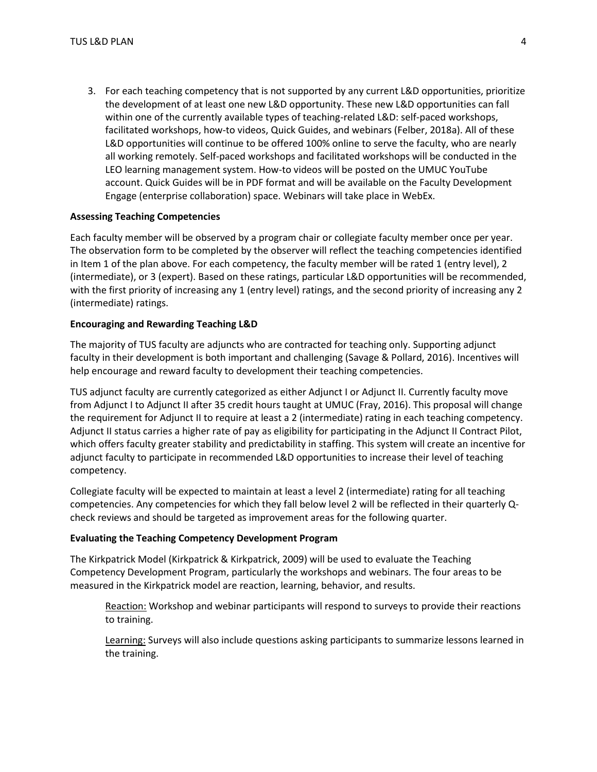3. For each teaching competency that is not supported by any current L&D opportunities, prioritize the development of at least one new L&D opportunity. These new L&D opportunities can fall within one of the currently available types of teaching-related L&D: self-paced workshops, facilitated workshops, how-to videos, Quick Guides, and webinars (Felber, 2018a). All of these L&D opportunities will continue to be offered 100% online to serve the faculty, who are nearly all working remotely. Self-paced workshops and facilitated workshops will be conducted in the LEO learning management system. How-to videos will be posted on the UMUC YouTube account. Quick Guides will be in PDF format and will be available on the Faculty Development Engage (enterprise collaboration) space. Webinars will take place in WebEx.

**Assessing Teaching Competencies**

Each faculty member will be observed by a program chair or collegiate faculty member once per year. The observation form to be completed by the observer will reflect the teaching competencies identified in Item 1 of the plan above. For each competency, the faculty member will be rated 1 (entry level), 2 (intermediate), or 3 (expert). Based on these ratings, particular L&D opportunities will be recommended, with the first priority of increasing any 1 (entry level) ratings, and the second priority of increasing any 2 (intermediate) ratings.

**Encouraging and Rewarding Teaching L&D**

The majority of TUS faculty are adjuncts who are contracted for teaching only. Supporting adjunct faculty in their development is both important and challenging (Savage & Pollard, 2016). Incentives will help encourage and reward faculty to development their teaching competencies.

TUS adjunct faculty are currently categorized as either Adjunct I or Adjunct II. Currently faculty move from Adjunct I to Adjunct II after 35 credit hours taught at UMUC (Fray, 2016). This proposal will change the requirement for Adjunct II to require at least a 2 (intermediate) rating in each teaching competency. Adjunct II status carries a higher rate of pay as eligibility for participating in the Adjunct II Contract Pilot, which offers faculty greater stability and predictability in staffing. This system will create an incentive for adjunct faculty to participate in recommended L&D opportunities to increase their level of teaching competency.

Collegiate faculty will be expected to maintain at least a level 2 (intermediate) rating for all teaching competencies. Any competencies for which they fall below level 2 will be reflected in their quarterly Q-check reviews and should be targeted as improvement areas for the following quarter.

**Evaluating the Teaching Competency Development Program**

The Kirkpatrick Model (Kirkpatrick & Kirkpatrick, 2009) will be used to evaluate the Teaching Competency Development Program, particularly the workshops and webinars. The four areas to be measured in the Kirkpatrick model are reaction, learning, behavior, and results.

Reaction: Workshop and webinar participants will respond to surveys to provide their reactions to training.

Learning: Surveys will also include questions asking participants to summarize lessons learned in the training.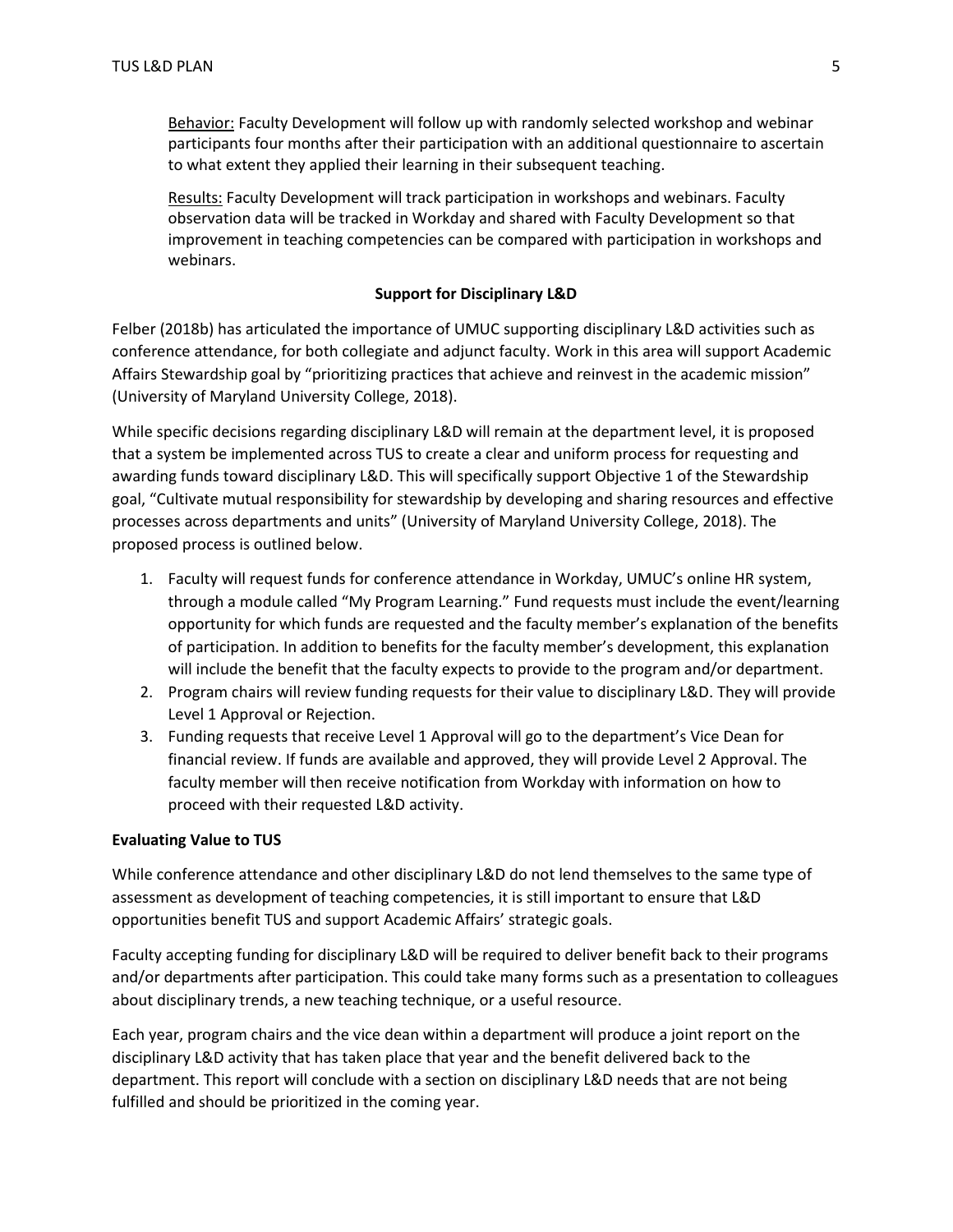Behavior: Faculty Development will follow up with randomly selected workshop and webinar participants four months after their participation with an additional questionnaire to ascertain to what extent they applied their learning in their subsequent teaching.

Results: Faculty Development will track participation in workshops and webinars. Faculty observation data will be tracked in Workday and shared with Faculty Development so that improvement in teaching competencies can be compared with participation in workshops and webinars.

## Support for Disciplinary L&D

Felber (2018b) has articulated the importance of UMUC supporting disciplinary L&D activities such as conference attendance, for both collegiate and adjunct faculty. Work in this area will support Academic Affairs Stewardship goal by "prioritizing practices that achieve and reinvest in the academic mission" (University of Maryland University College, 2018).

While specific decisions regarding disciplinary L&D will remain at the department level, it is proposed that a system be implemented across TUS to create a clear and uniform process for requesting and awarding funds toward disciplinary L&D. This will specifically support Objective 1 of the Stewardship goal, "Cultivate mutual responsibility for stewardship by developing and sharing resources and effective processes across departments and units" (University of Maryland University College, 2018). The proposed process is outlined below.

1. Faculty will request funds for conference attendance in Workday, UMUC's online HR system, through a module called "My Program Learning." Fund requests must include the event/learning opportunity for which funds are requested and the faculty member's explanation of the benefits of participation. In addition to benefits for the faculty member's development, this explanation will include the benefit that the faculty expects to provide to the program and/or department.
2. Program chairs will review funding requests for their value to disciplinary L&D. They will provide Level 1 Approval or Rejection.
3. Funding requests that receive Level 1 Approval will go to the department's Vice Dean for financial review. If funds are available and approved, they will provide Level 2 Approval. The faculty member will then receive notification from Workday with information on how to proceed with their requested L&D activity.

### Evaluating Value to TUS

While conference attendance and other disciplinary L&D do not lend themselves to the same type of assessment as development of teaching competencies, it is still important to ensure that L&D opportunities benefit TUS and support Academic Affairs' strategic goals.

Faculty accepting funding for disciplinary L&D will be required to deliver benefit back to their programs and/or departments after participation. This could take many forms such as a presentation to colleagues about disciplinary trends, a new teaching technique, or a useful resource.

Each year, program chairs and the vice dean within a department will produce a joint report on the disciplinary L&D activity that has taken place that year and the benefit delivered back to the department. This report will conclude with a section on disciplinary L&D needs that are not being fulfilled and should be prioritized in the coming year.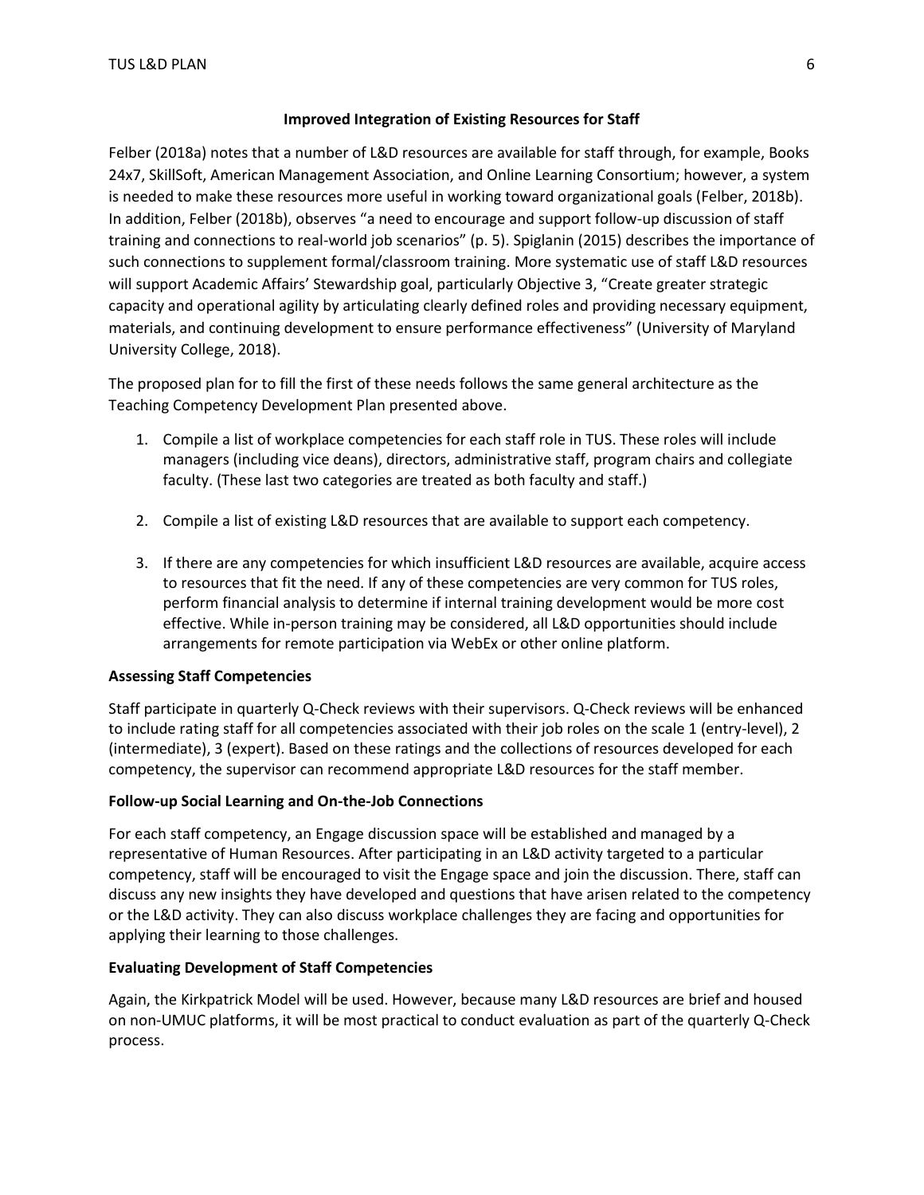## Improved Integration of Existing Resources for Staff

Felber (2018a) notes that a number of L&D resources are available for staff through, for example, Books 24x7, SkillSoft, American Management Association, and Online Learning Consortium; however, a system is needed to make these resources more useful in working toward organizational goals (Felber, 2018b). In addition, Felber (2018b), observes "a need to encourage and support follow-up discussion of staff training and connections to real-world job scenarios" (p. 5). Spiglanin (2015) describes the importance of such connections to supplement formal/classroom training. More systematic use of staff L&D resources will support Academic Affairs' Stewardship goal, particularly Objective 3, "Create greater strategic capacity and operational agility by articulating clearly defined roles and providing necessary equipment, materials, and continuing development to ensure performance effectiveness" (University of Maryland University College, 2018).

The proposed plan for to fill the first of these needs follows the same general architecture as the Teaching Competency Development Plan presented above.

1. Compile a list of workplace competencies for each staff role in TUS. These roles will include managers (including vice deans), directors, administrative staff, program chairs and collegiate faculty. (These last two categories are treated as both faculty and staff.)

2. Compile a list of existing L&D resources that are available to support each competency.

3. If there are any competencies for which insufficient L&D resources are available, acquire access to resources that fit the need. If any of these competencies are very common for TUS roles, perform financial analysis to determine if internal training development would be more cost effective. While in-person training may be considered, all L&D opportunities should include arrangements for remote participation via WebEx or other online platform.

### Assessing Staff Competencies

Staff participate in quarterly Q-Check reviews with their supervisors. Q-Check reviews will be enhanced to include rating staff for all competencies associated with their job roles on the scale 1 (entry-level), 2 (intermediate), 3 (expert). Based on these ratings and the collections of resources developed for each competency, the supervisor can recommend appropriate L&D resources for the staff member.

### Follow-up Social Learning and On-the-Job Connections

For each staff competency, an Engage discussion space will be established and managed by a representative of Human Resources. After participating in an L&D activity targeted to a particular competency, staff will be encouraged to visit the Engage space and join the discussion. There, staff can discuss any new insights they have developed and questions that have arisen related to the competency or the L&D activity. They can also discuss workplace challenges they are facing and opportunities for applying their learning to those challenges.

### Evaluating Development of Staff Competencies

Again, the Kirkpatrick Model will be used. However, because many L&D resources are brief and housed on non-UMUC platforms, it will be most practical to conduct evaluation as part of the quarterly Q-Check process.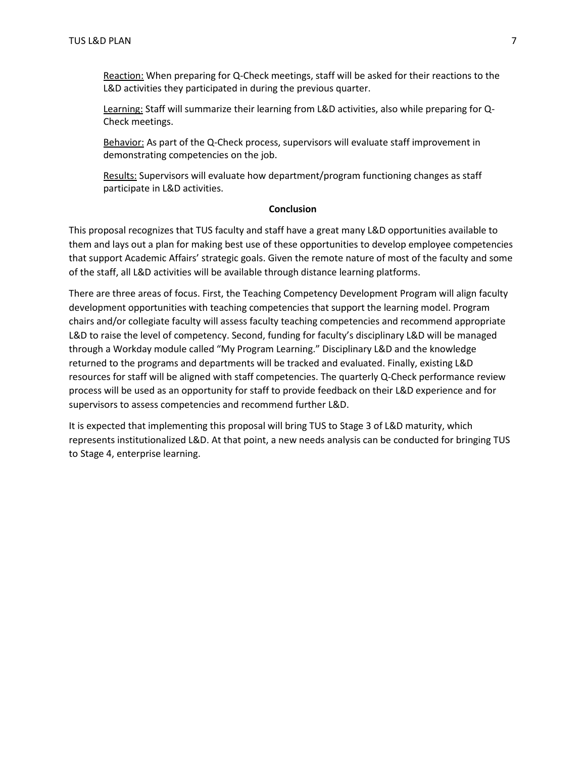<u>Reaction:</u> When preparing for Q-Check meetings, staff will be asked for their reactions to the L&D activities they participated in during the previous quarter.

<u>Learning:</u> Staff will summarize their learning from L&D activities, also while preparing for Q-Check meetings.

<u>Behavior:</u> As part of the Q-Check process, supervisors will evaluate staff improvement in demonstrating competencies on the job.

<u>Results:</u> Supervisors will evaluate how department/program functioning changes as staff participate in L&D activities.

## Conclusion

This proposal recognizes that TUS faculty and staff have a great many L&D opportunities available to them and lays out a plan for making best use of these opportunities to develop employee competencies that support Academic Affairs' strategic goals. Given the remote nature of most of the faculty and some of the staff, all L&D activities will be available through distance learning platforms.

There are three areas of focus. First, the Teaching Competency Development Program will align faculty development opportunities with teaching competencies that support the learning model. Program chairs and/or collegiate faculty will assess faculty teaching competencies and recommend appropriate L&D to raise the level of competency. Second, funding for faculty's disciplinary L&D will be managed through a Workday module called "My Program Learning." Disciplinary L&D and the knowledge returned to the programs and departments will be tracked and evaluated. Finally, existing L&D resources for staff will be aligned with staff competencies. The quarterly Q-Check performance review process will be used as an opportunity for staff to provide feedback on their L&D experience and for supervisors to assess competencies and recommend further L&D.

It is expected that implementing this proposal will bring TUS to Stage 3 of L&D maturity, which represents institutionalized L&D. At that point, a new needs analysis can be conducted for bringing TUS to Stage 4, enterprise learning.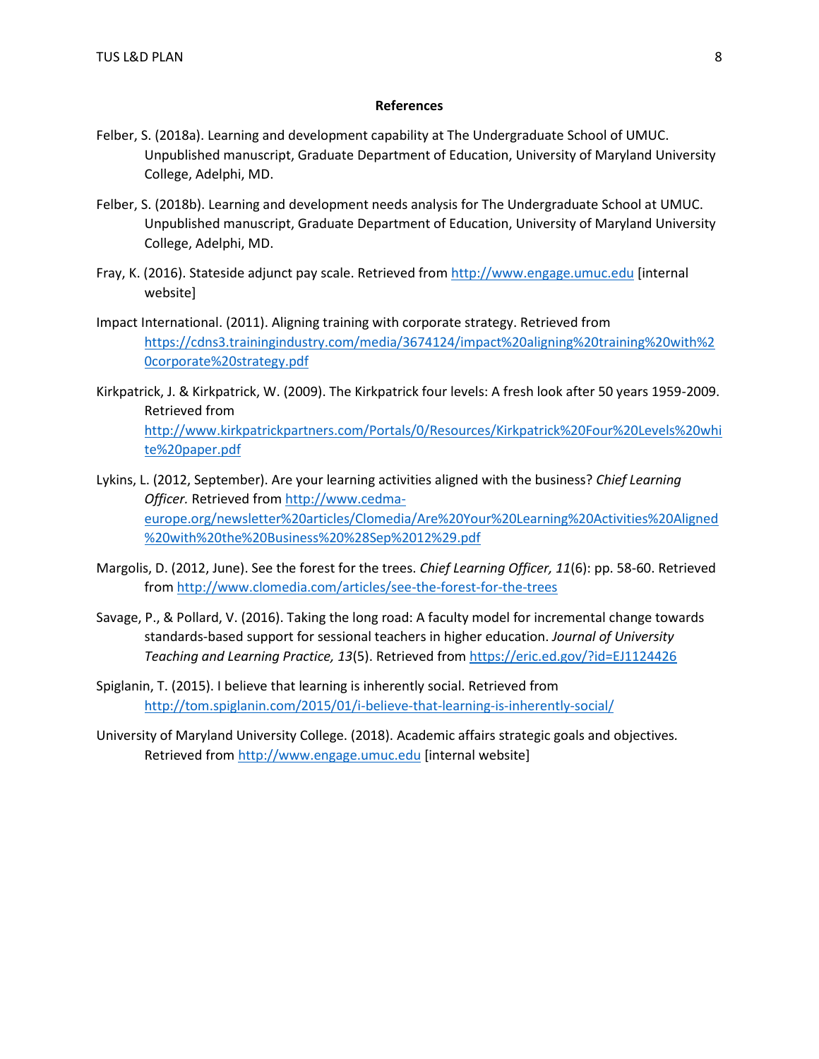**References**

Felber, S. (2018a). Learning and development capability at The Undergraduate School of UMUC. Unpublished manuscript, Graduate Department of Education, University of Maryland University College, Adelphi, MD.

Felber, S. (2018b). Learning and development needs analysis for The Undergraduate School at UMUC. Unpublished manuscript, Graduate Department of Education, University of Maryland University College, Adelphi, MD.

Fray, K. (2016). Stateside adjunct pay scale. Retrieved from http://www.engage.umuc.edu [internal website]

Impact International. (2011). Aligning training with corporate strategy. Retrieved from https://cdns3.trainingindustry.com/media/3674124/impact%20aligning%20training%20with%20corporate%20strategy.pdf

Kirkpatrick, J. & Kirkpatrick, W. (2009). The Kirkpatrick four levels: A fresh look after 50 years 1959-2009. Retrieved from http://www.kirkpatrickpartners.com/Portals/0/Resources/Kirkpatrick%20Four%20Levels%20white%20paper.pdf

Lykins, L. (2012, September). Are your learning activities aligned with the business? *Chief Learning Officer.* Retrieved from http://www.cedma-europe.org/newsletter%20articles/Clomedia/Are%20Your%20Learning%20Activities%20Aligned%20with%20the%20Business%20%28Sep%2012%29.pdf

Margolis, D. (2012, June). See the forest for the trees. *Chief Learning Officer, 11*(6): pp. 58-60. Retrieved from http://www.clomedia.com/articles/see-the-forest-for-the-trees

Savage, P., & Pollard, V. (2016). Taking the long road: A faculty model for incremental change towards standards-based support for sessional teachers in higher education. *Journal of University Teaching and Learning Practice, 13*(5). Retrieved from https://eric.ed.gov/?id=EJ1124426

Spiglanin, T. (2015). I believe that learning is inherently social. Retrieved from http://tom.spiglanin.com/2015/01/i-believe-that-learning-is-inherently-social/

University of Maryland University College. (2018). Academic affairs strategic goals and objectives. Retrieved from http://www.engage.umuc.edu [internal website]